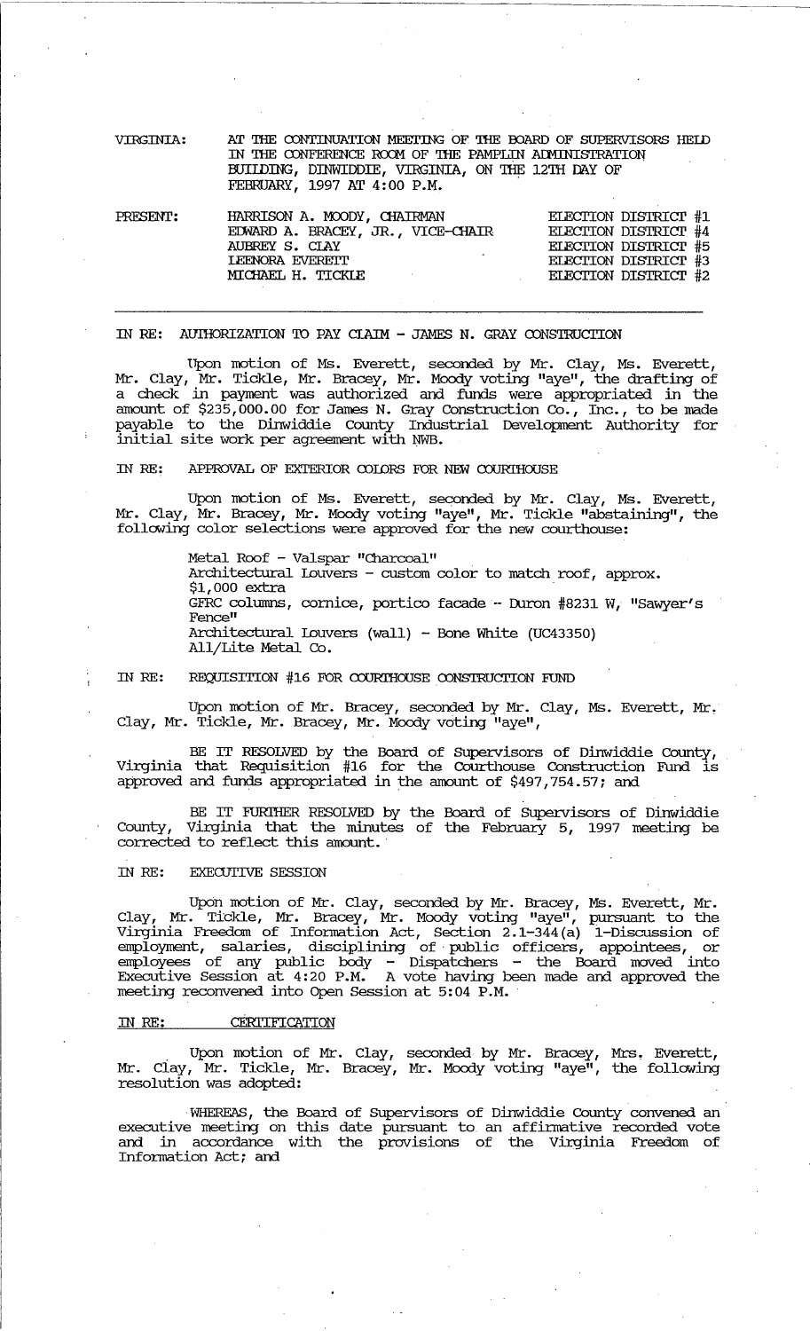VIRGINIA: AT THE CONTINUATION MEETING OF THE BOARD OF SUPERVISORS HELD IN THE CONFERENCE ROOM OF THE PAMPLIN ADMINISTRATION BUILDING, DINWIDDIE, VIRGINIA, ON THE 12TH DAY OF FEBRUARY, 1997 AT 4:00 P.M.

| PRESENT: | | |
|---|---|---|
| | HARRISON A. MOODY, CHAIRMAN | ELECTION DISTRICT #1 |
| | EDWARD A. BRACEY, JR., VICE-CHAIR | ELECTION DISTRICT #4 |
| | AUBREY S. CLAY | ELECTION DISTRICT #5 |
| | LEENORA EVERETT | ELECTION DISTRICT #3 |
| | MICHAEL H. TICKLE | ELECTION DISTRICT #2 |

---

IN RE: AUTHORIZATION TO PAY CLAIM - JAMES N. GRAY CONSTRUCTION

Upon motion of Ms. Everett, seconded by Mr. Clay, Ms. Everett, Mr. Clay, Mr. Tickle, Mr. Bracey, Mr. Moody voting "aye", the drafting of a check in payment was authorized and funds were appropriated in the amount of $235,000.00 for James N. Gray Construction Co., Inc., to be made payable to the Dinwiddie County Industrial Development Authority for initial site work per agreement with NWB.

IN RE: APPROVAL OF EXTERIOR COLORS FOR NEW COURTHOUSE

Upon motion of Ms. Everett, seconded by Mr. Clay, Ms. Everett, Mr. Clay, Mr. Bracey, Mr. Moody voting "aye", Mr. Tickle "abstaining", the following color selections were approved for the new courthouse:

Metal Roof - Valspar "Charcoal"
Architectural Louvers - custom color to match roof, approx. $1,000 extra
GFRC columns, cornice, portico facade - Duron #8231 W, "Sawyer's Fence"
Architectural Louvers (wall) - Bone White (UC43350) All/Lite Metal Co.

IN RE: REQUISITION #16 FOR COURTHOUSE CONSTRUCTION FUND

Upon motion of Mr. Bracey, seconded by Mr. Clay, Ms. Everett, Mr. Clay, Mr. Tickle, Mr. Bracey, Mr. Moody voting "aye",

BE IT RESOLVED by the Board of Supervisors of Dinwiddie County, Virginia that Requisition #16 for the Courthouse Construction Fund is approved and funds appropriated in the amount of $497,754.57; and

BE IT FURTHER RESOLVED by the Board of Supervisors of Dinwiddie County, Virginia that the minutes of the February 5, 1997 meeting be corrected to reflect this amount.

IN RE: EXECUTIVE SESSION

Upon motion of Mr. Clay, seconded by Mr. Bracey, Ms. Everett, Mr. Clay, Mr. Tickle, Mr. Bracey, Mr. Moody voting "aye", pursuant to the Virginia Freedom of Information Act, Section 2.1-344(a) 1-Discussion of employment, salaries, disciplining of public officers, appointees, or employees of any public body - Dispatchers - the Board moved into Executive Session at 4:20 P.M. A vote having been made and approved the meeting reconvened into Open Session at 5:04 P.M.

IN RE: CERTIFICATION

Upon motion of Mr. Clay, seconded by Mr. Bracey, Mrs. Everett, Mr. Clay, Mr. Tickle, Mr. Bracey, Mr. Moody voting "aye", the following resolution was adopted:

WHEREAS, the Board of Supervisors of Dinwiddie County convened an executive meeting on this date pursuant to an affirmative recorded vote and in accordance with the provisions of the Virginia Freedom of Information Act; and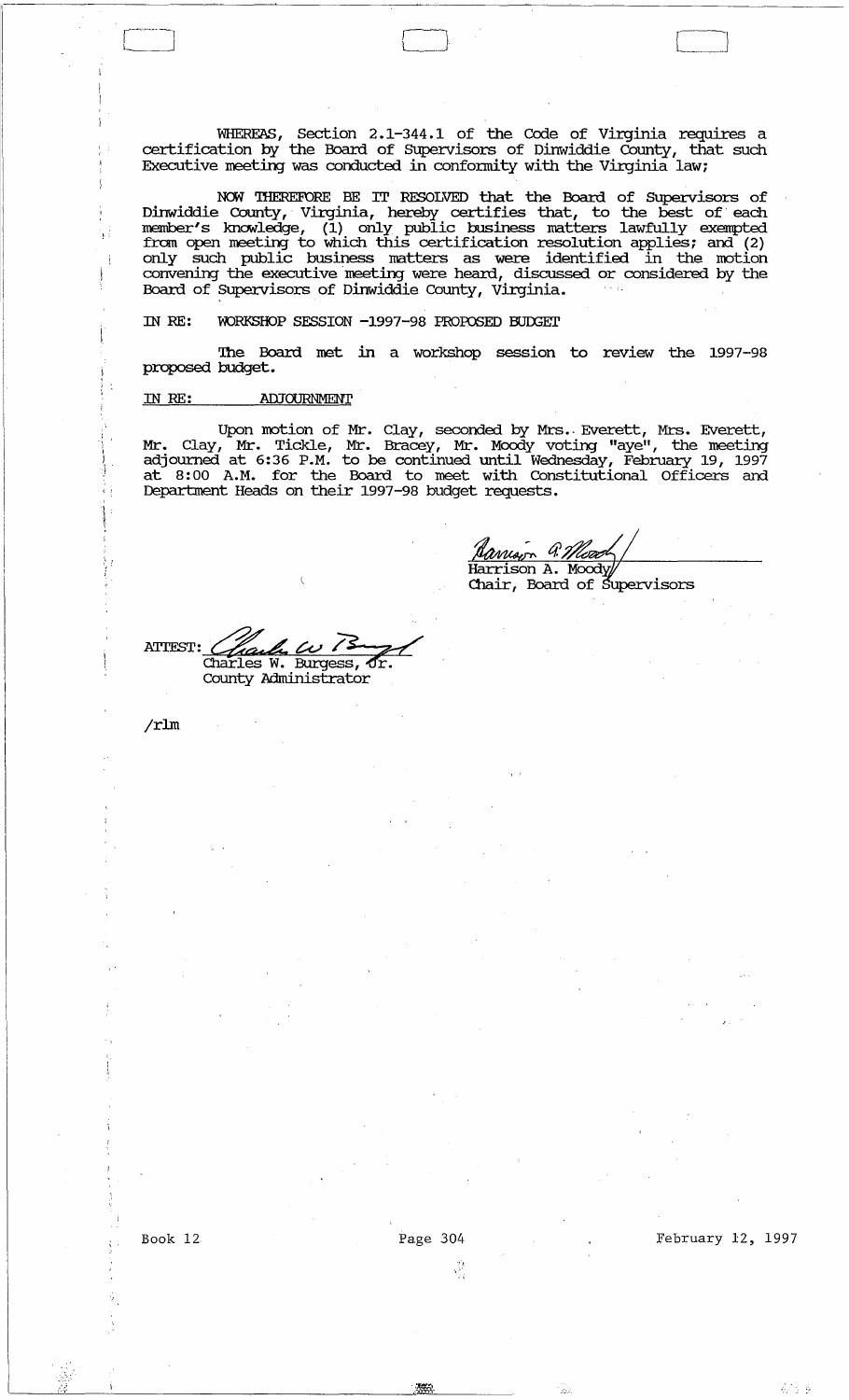WHEREAS, Section 2.1-344.1 of the Code of Virginia requires a certification by the Board of Supervisors of Dinwiddie County, that such Executive meeting was conducted in conformity with the Virginia law;

NOW THEREFORE BE IT RESOLVED that the Board of Supervisors of Dinwiddie County, Virginia, hereby certifies that, to the best of each member's knowledge, (1) only public business matters lawfully exempted from open meeting to which this certification resolution applies; and (2) only such public business matters as were identified in the motion convening the executive meeting were heard, discussed or considered by the Board of Supervisors of Dinwiddie County, Virginia.

IN RE: WORKSHOP SESSION -1997-98 PROPOSED BUDGET

The Board met in a workshop session to review the 1997-98 proposed budget.

IN RE: ADJOURNMENT

Upon motion of Mr. Clay, seconded by Mrs. Everett, Mrs. Everett, Mr. Clay, Mr. Tickle, Mr. Bracey, Mr. Moody voting "aye", the meeting adjourned at 6:36 P.M. to be continued until Wednesday, February 19, 1997 at 8:00 A.M. for the Board to meet with Constitutional Officers and Department Heads on their 1997-98 budget requests.

Harrison A. Moody
Chair, Board of Supervisors

ATTEST:
Charles W. Burgess, Jr.
County Administrator

/rlm

Book 12 Page 304 February 12, 1997